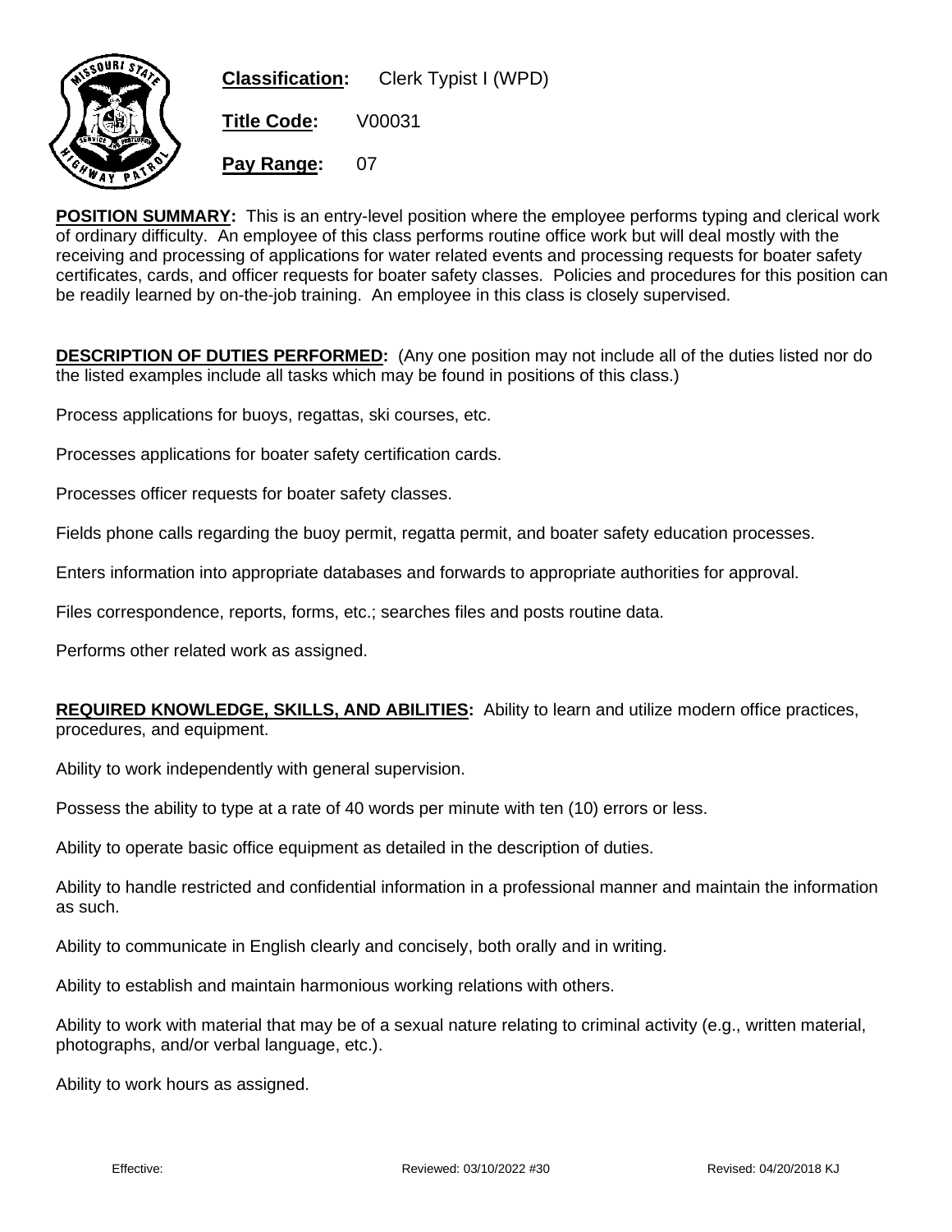**Classification:** Clerk Typist I (WPD)

**Title Code:** V00031

**Pay Range:** 07

**POSITION SUMMARY:** This is an entry-level position where the employee performs typing and clerical work of ordinary difficulty. An employee of this class performs routine office work but will deal mostly with the receiving and processing of applications for water related events and processing requests for boater safety certificates, cards, and officer requests for boater safety classes. Policies and procedures for this position can be readily learned by on-the-job training. An employee in this class is closely supervised.

**DESCRIPTION OF DUTIES PERFORMED:** (Any one position may not include all of the duties listed nor do the listed examples include all tasks which may be found in positions of this class.)

Process applications for buoys, regattas, ski courses, etc.

Processes applications for boater safety certification cards.

Processes officer requests for boater safety classes.

Fields phone calls regarding the buoy permit, regatta permit, and boater safety education processes.

Enters information into appropriate databases and forwards to appropriate authorities for approval.

Files correspondence, reports, forms, etc.; searches files and posts routine data.

Performs other related work as assigned.

**REQUIRED KNOWLEDGE, SKILLS, AND ABILITIES:** Ability to learn and utilize modern office practices, procedures, and equipment.

Ability to work independently with general supervision.

Possess the ability to type at a rate of 40 words per minute with ten (10) errors or less.

Ability to operate basic office equipment as detailed in the description of duties.

Ability to handle restricted and confidential information in a professional manner and maintain the information as such.

Ability to communicate in English clearly and concisely, both orally and in writing.

Ability to establish and maintain harmonious working relations with others.

Ability to work with material that may be of a sexual nature relating to criminal activity (e.g., written material, photographs, and/or verbal language, etc.).

Ability to work hours as assigned.

Effective: Reviewed: 03/10/2022 #30 Revised: 04/20/2018 KJ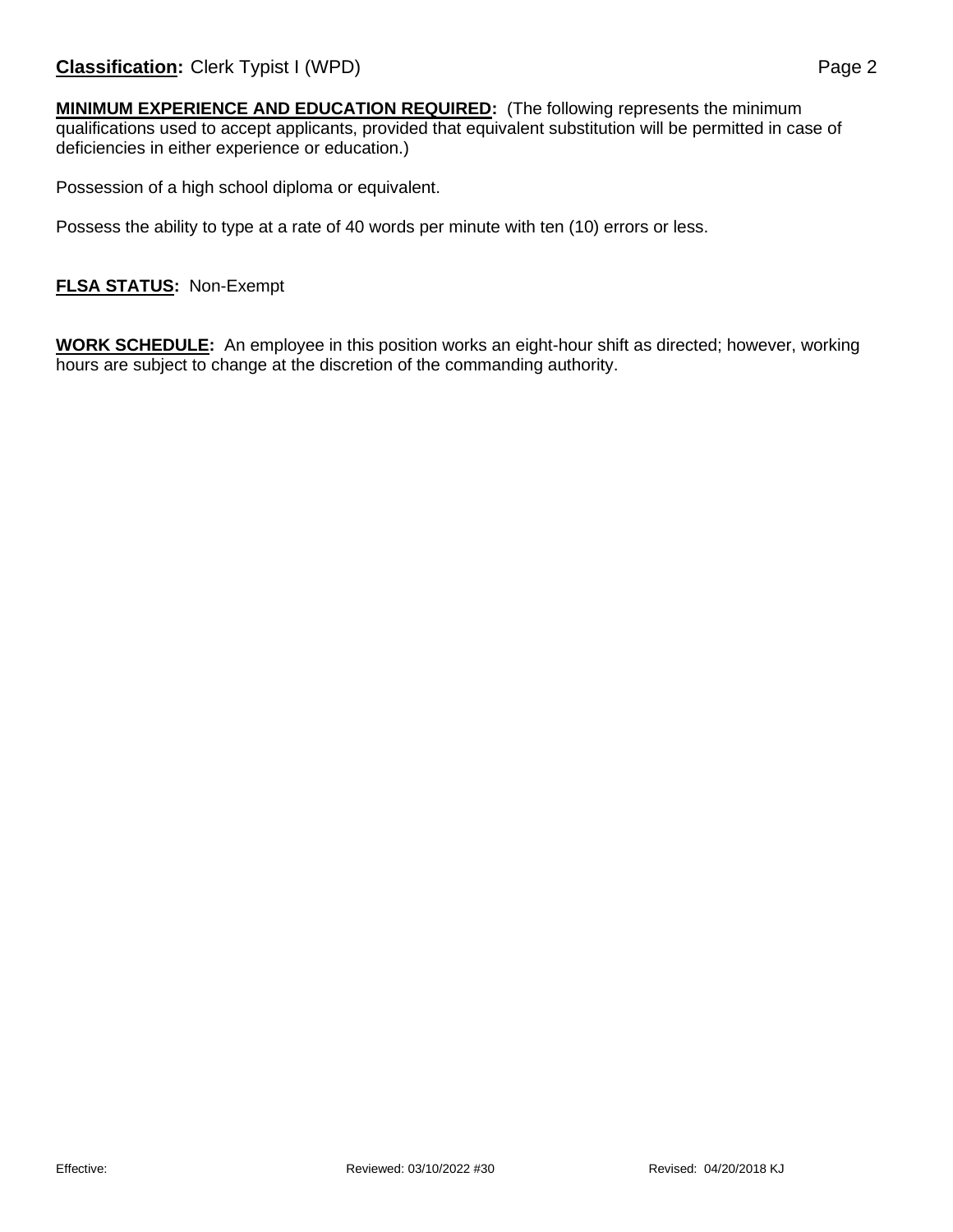**MINIMUM EXPERIENCE AND EDUCATION REQUIRED:** (The following represents the minimum qualifications used to accept applicants, provided that equivalent substitution will be permitted in case of deficiencies in either experience or education.)

Possession of a high school diploma or equivalent.

Possess the ability to type at a rate of 40 words per minute with ten (10) errors or less.

**FLSA STATUS:** Non-Exempt

**WORK SCHEDULE:** An employee in this position works an eight-hour shift as directed; however, working hours are subject to change at the discretion of the commanding authority.

Effective: Reviewed: 03/10/2022 #30 Revised: 04/20/2018 KJ